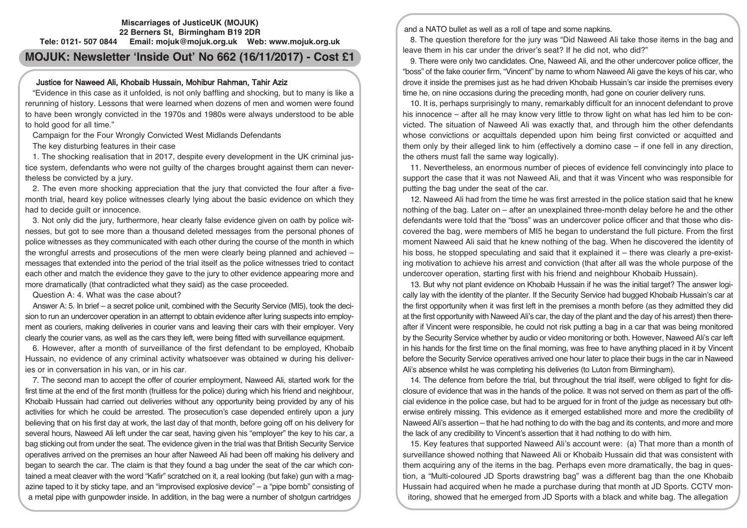**Miscarriages of JusticeUK (MOJUK)**
**22 Berners St, Birmingham B19 2DR**
**Tele: 0121- 507 0844 Email: mojuk@mojuk.org.uk Web: www.mojuk.org.uk**

# MOJUK: Newsletter 'Inside Out' No 662 (16/11/2017) - Cost £1

## Justice for Naweed Ali, Khobaib Hussain, Mohibur Rahman, Tahir Aziz

"Evidence in this case as it unfolded, is not only baffling and shocking, but to many is like a rerunning of history. Lessons that were learned when dozens of men and women were found to have been wrongly convicted in the 1970s and 1980s were always understood to be able to hold good for all time."

Campaign for the Four Wrongly Convicted West Midlands Defendants

The key disturbing features in their case

1. The shocking realisation that in 2017, despite every development in the UK criminal justice system, defendants who were not guilty of the charges brought against them can nevertheless be convicted by a jury.

2. The even more shocking appreciation that the jury that convicted the four after a five-month trial, heard key police witnesses clearly lying about the basic evidence on which they had to decide guilt or innocence.

3. Not only did the jury, furthermore, hear clearly false evidence given on oath by police witnesses, but got to see more than a thousand deleted messages from the personal phones of police witnesses as they communicated with each other during the course of the month in which the wrongful arrests and prosecutions of the men were clearly being planned and achieved – messages that extended into the period of the trial itself as the police witnesses tried to contact each other and match the evidence they gave to the jury to other evidence appearing more and more dramatically (that contradicted what they said) as the case proceeded.

Question A: 4. What was the case about?

Answer A: 5. In brief – a secret police unit, combined with the Security Service (MI5), took the decision to run an undercover operation in an attempt to obtain evidence after luring suspects into employment as couriers, making deliveries in courier vans and leaving their cars with their employer. Very clearly the courier vans, as well as the cars they left, were being fitted with surveillance equipment.

6. However, after a month of surveillance of the first defendant to be employed, Khobaib Hussain, no evidence of any criminal activity whatsoever was obtained w during his deliveries or in conversation in his van, or in his car.

7. The second man to accept the offer of courier employment, Naweed Ali, started work for the first time at the end of the first month (fruitless for the police) during which his friend and neighbour, Khobaib Hussain had carried out deliveries without any opportunity being provided by any of his activities for which he could be arrested. The prosecution's case depended entirely upon a jury believing that on his first day at work, the last day of that month, before going off on his delivery for several hours, Naweed Ali left under the car seat, having given his "employer" the key to his car, a bag sticking out from under the seat. The evidence given in the trial was that British Security Service operatives arrived on the premises an hour after Naweed Ali had been off making his delivery and began to search the car. The claim is that they found a bag under the seat of the car which contained a meat cleaver with the word "Kafir" scratched on it, a real looking (but fake) gun with a magazine taped to it by sticky tape, and an "improvised explosive device" – a "pipe bomb" consisting of a metal pipe with gunpowder inside. In addition, in the bag were a number of shotgun cartridges and a NATO bullet as well as a roll of tape and some napkins.

8. The question therefore for the jury was "Did Naweed Ali take those items in the bag and leave them in his car under the driver's seat? If he did not, who did?"

9. There were only two candidates. One, Naweed Ali, and the other undercover police officer, the "boss" of the fake courier firm, "Vincent" by name to whom Naweed Ali gave the keys of his car, who drove it inside the premises just as he had driven Khobaib Hussain's car inside the premises every time he, on nine occasions during the preceding month, had gone on courier delivery runs.

10. It is, perhaps surprisingly to many, remarkably difficult for an innocent defendant to prove his innocence – after all he may know very little to throw light on what has led him to be convicted. The situation of Naweed Ali was exactly that, and through him the other defendants whose convictions or acquittals depended upon him being first convicted or acquitted and them only by their alleged link to him (effectively a domino case – if one fell in any direction, the others must fall the same way logically).

11. Nevertheless, an enormous number of pieces of evidence fell convincingly into place to support the case that it was not Naweed Ali, and that it was Vincent who was responsible for putting the bag under the seat of the car.

12. Naweed Ali had from the time he was first arrested in the police station said that he knew nothing of the bag. Later on – after an unexplained three-month delay before he and the other defendants were told that the "boss" was an undercover police officer and that those who discovered the bag, were members of MI5 he began to understand the full picture. From the first moment Naweed Ali said that he knew nothing of the bag. When he discovered the identity of his boss, he stopped speculating and said that it explained it – there was clearly a pre-existing motivation to achieve his arrest and conviction (that after all was the whole purpose of the undercover operation, starting first with his friend and neighbour Khobaib Hussain).

13. But why not plant evidence on Khobaib Hussain if he was the initial target? The answer logically lay with the identity of the planter. If the Security Service had bugged Khobaib Hussain's car at the first opportunity when it was first left in the premises a month before (as they admitted they did at the first opportunity with Naweed Ali's car, the day of the plant and the day of his arrest) then thereafter if Vincent were responsible, he could not risk putting a bag in a car that was being monitored by the Security Service whether by audio or video monitoring or both. However, Naweed Ali's car left in his hands for the first time on the final morning, was free to have anything placed in it by Vincent before the Security Service operatives arrived one hour later to place their bugs in the car in Naweed Ali's absence whilst he was completing his deliveries (to Luton from Birmingham).

14. The defence from before the trial, but throughout the trial itself, were obliged to fight for disclosure of evidence that was in the hands of the police. It was not served on them as part of the official evidence in the police case, but had to be argued for in front of the judge as necessary but otherwise entirely missing. This evidence as it emerged established more and more the credibility of Naweed Ali's assertion – that he had nothing to do with the bag and its contents, and more and more the lack of any credibility to Vincent's assertion that it had nothing to do with him.

15. Key features that supported Naweed Ali's account were: (a) That more than a month of surveillance showed nothing that Naweed Ali or Khobaib Hussain did that was consistent with them acquiring any of the items in the bag. Perhaps even more dramatically, the bag in question, a "Multi-coloured JD Sports drawstring bag" was a different bag than the one Khobaib Hussain had acquired when he made a purchase during that month at JD Sports. CCTV monitoring, showed that he emerged from JD Sports with a black and white bag. The allegation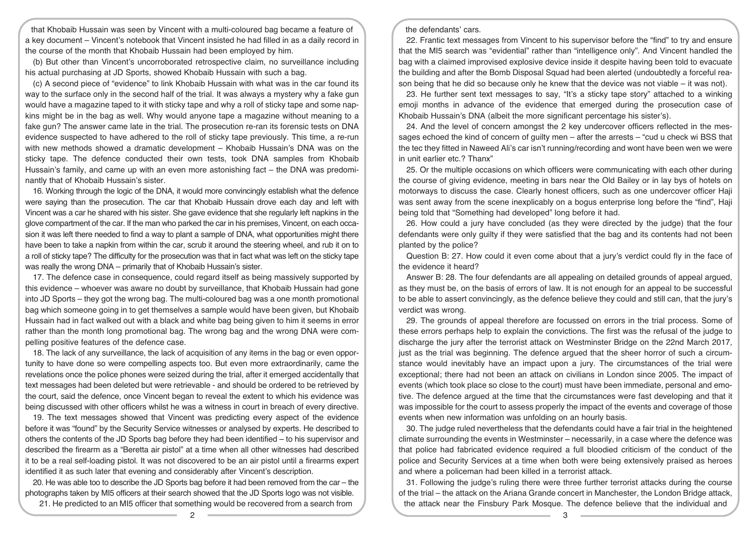that Khobaib Hussain was seen by Vincent with a multi-coloured bag became a feature of a key document – Vincent's notebook that Vincent insisted he had filled in as a daily record in the course of the month that Khobaib Hussain had been employed by him.

(b) But other than Vincent's uncorroborated retrospective claim, no surveillance including his actual purchasing at JD Sports, showed Khobaib Hussain with such a bag.

(c) A second piece of "evidence" to link Khobaib Hussain with what was in the car found its way to the surface only in the second half of the trial. It was always a mystery why a fake gun would have a magazine taped to it with sticky tape and why a roll of sticky tape and some napkins might be in the bag as well. Why would anyone tape a magazine without meaning to a fake gun? The answer came late in the trial. The prosecution re-ran its forensic tests on DNA evidence suspected to have adhered to the roll of sticky tape previously. This time, a re-run with new methods showed a dramatic development – Khobaib Hussain's DNA was on the sticky tape. The defence conducted their own tests, took DNA samples from Khobaib Hussain's family, and came up with an even more astonishing fact – the DNA was predominantly that of Khobaib Hussain's sister.

16. Working through the logic of the DNA, it would more convincingly establish what the defence were saying than the prosecution. The car that Khobaib Hussain drove each day and left with Vincent was a car he shared with his sister. She gave evidence that she regularly left napkins in the glove compartment of the car. If the man who parked the car in his premises, Vincent, on each occasion it was left there needed to find a way to plant a sample of DNA, what opportunities might there have been to take a napkin from within the car, scrub it around the steering wheel, and rub it on to a roll of sticky tape? The difficulty for the prosecution was that in fact what was left on the sticky tape was really the wrong DNA – primarily that of Khobaib Hussain's sister.

17. The defence case in consequence, could regard itself as being massively supported by this evidence – whoever was aware no doubt by surveillance, that Khobaib Hussain had gone into JD Sports – they got the wrong bag. The multi-coloured bag was a one month promotional bag which someone going in to get themselves a sample would have been given, but Khobaib Hussain had in fact walked out with a black and white bag being given to him it seems in error rather than the month long promotional bag. The wrong bag and the wrong DNA were compelling positive features of the defence case.

18. The lack of any surveillance, the lack of acquisition of any items in the bag or even opportunity to have done so were compelling aspects too. But even more extraordinarily, came the revelations once the police phones were seized during the trial, after it emerged accidentally that text messages had been deleted but were retrievable - and should be ordered to be retrieved by the court, said the defence, once Vincent began to reveal the extent to which his evidence was being discussed with other officers whilst he was a witness in court in breach of every directive.

19. The text messages showed that Vincent was predicting every aspect of the evidence before it was "found" by the Security Service witnesses or analysed by experts. He described to others the contents of the JD Sports bag before they had been identified – to his supervisor and described the firearm as a "Beretta air pistol" at a time when all other witnesses had described it to be a real self-loading pistol. It was not discovered to be an air pistol until a firearms expert identified it as such later that evening and considerably after Vincent's description.

20. He was able too to describe the JD Sports bag before it had been removed from the car – the photographs taken by MI5 officers at their search showed that the JD Sports logo was not visible.

21. He predicted to an MI5 officer that something would be recovered from a search from the defendants' cars.

22. Frantic text messages from Vincent to his supervisor before the "find" to try and ensure that the MI5 search was "evidential" rather than "intelligence only". And Vincent handled the bag with a claimed improvised explosive device inside it despite having been told to evacuate the building and after the Bomb Disposal Squad had been alerted (undoubtedly a forceful reason being that he did so because only he knew that the device was not viable – it was not).

23. He further sent text messages to say, "It's a sticky tape story" attached to a winking emoji months in advance of the evidence that emerged during the prosecution case of Khobaib Hussain's DNA (albeit the more significant percentage his sister's).

24. And the level of concern amongst the 2 key undercover officers reflected in the messages echoed the kind of concern of guilty men – after the arrests – "cud u check wi BSS that the tec they fitted in Naweed Ali's car isn't running/recording and wont have been wen we were in unit earlier etc.? Thanx"

25. Or the multiple occasions on which officers were communicating with each other during the course of giving evidence, meeting in bars near the Old Bailey or in lay bys of hotels on motorways to discuss the case. Clearly honest officers, such as one undercover officer Haji was sent away from the scene inexplicably on a bogus enterprise long before the "find", Haji being told that "Something had developed" long before it had.

26. How could a jury have concluded (as they were directed by the judge) that the four defendants were only guilty if they were satisfied that the bag and its contents had not been planted by the police?

Question B: 27. How could it even come about that a jury's verdict could fly in the face of the evidence it heard?

Answer B: 28. The four defendants are all appealing on detailed grounds of appeal argued, as they must be, on the basis of errors of law. It is not enough for an appeal to be successful to be able to assert convincingly, as the defence believe they could and still can, that the jury's verdict was wrong.

29. The grounds of appeal therefore are focussed on errors in the trial process. Some of these errors perhaps help to explain the convictions. The first was the refusal of the judge to discharge the jury after the terrorist attack on Westminster Bridge on the 22nd March 2017, just as the trial was beginning. The defence argued that the sheer horror of such a circumstance would inevitably have an impact upon a jury. The circumstances of the trial were exceptional; there had not been an attack on civilians in London since 2005. The impact of events (which took place so close to the court) must have been immediate, personal and emotive. The defence argued at the time that the circumstances were fast developing and that it was impossible for the court to assess properly the impact of the events and coverage of those events when new information was unfolding on an hourly basis.

30. The judge ruled nevertheless that the defendants could have a fair trial in the heightened climate surrounding the events in Westminster – necessarily, in a case where the defence was that police had fabricated evidence required a full bloodied criticism of the conduct of the police and Security Services at a time when both were being extensively praised as heroes and where a policeman had been killed in a terrorist attack.

31. Following the judge's ruling there were three further terrorist attacks during the course of the trial – the attack on the Ariana Grande concert in Manchester, the London Bridge attack, the attack near the Finsbury Park Mosque. The defence believe that the individual and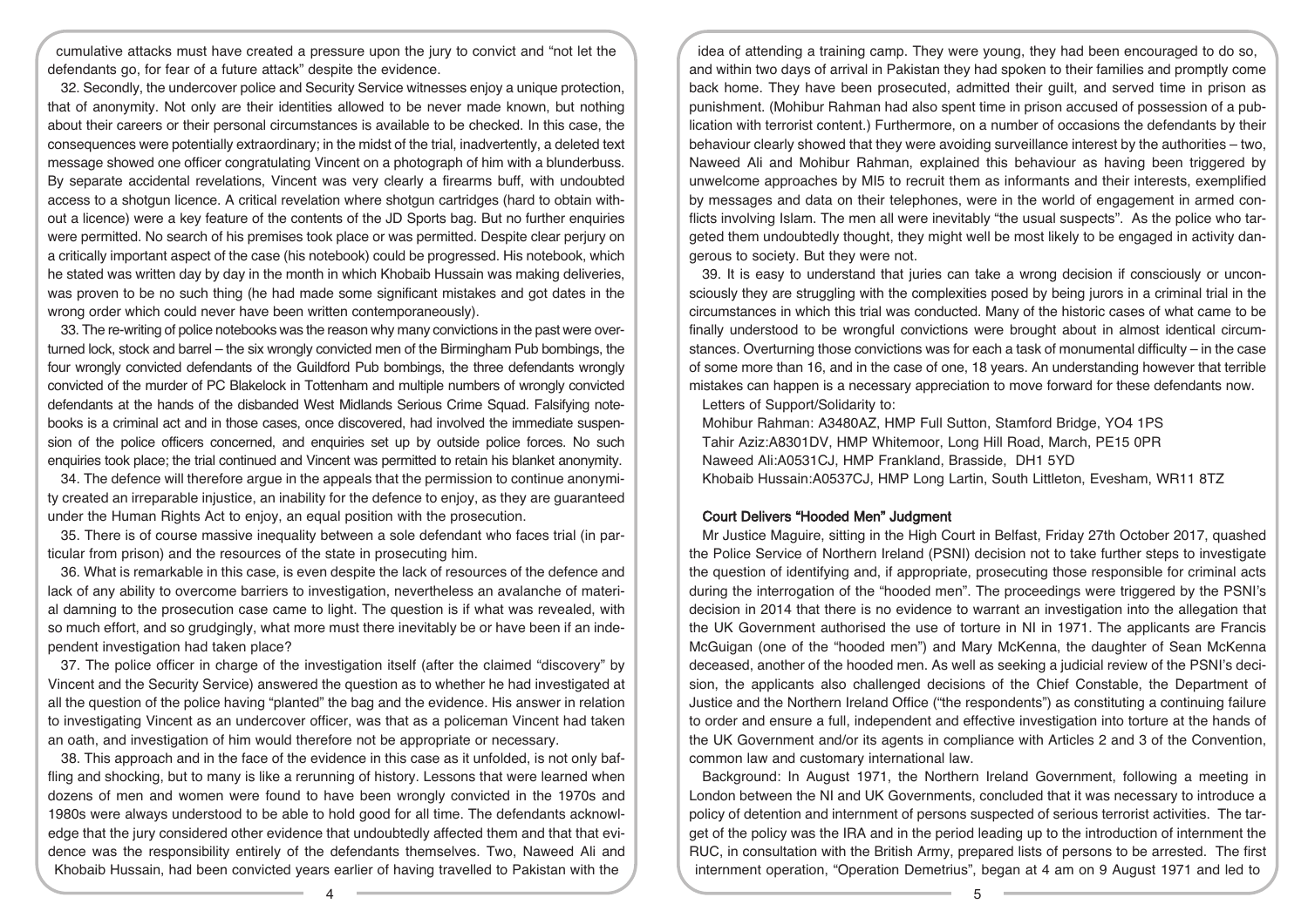cumulative attacks must have created a pressure upon the jury to convict and "not let the defendants go, for fear of a future attack" despite the evidence.

32. Secondly, the undercover police and Security Service witnesses enjoy a unique protection, that of anonymity. Not only are their identities allowed to be never made known, but nothing about their careers or their personal circumstances is available to be checked. In this case, the consequences were potentially extraordinary; in the midst of the trial, inadvertently, a deleted text message showed one officer congratulating Vincent on a photograph of him with a blunderbuss. By separate accidental revelations, Vincent was very clearly a firearms buff, with undoubted access to a shotgun licence. A critical revelation where shotgun cartridges (hard to obtain without a licence) were a key feature of the contents of the JD Sports bag. But no further enquiries were permitted. No search of his premises took place or was permitted. Despite clear perjury on a critically important aspect of the case (his notebook) could be progressed. His notebook, which he stated was written day by day in the month in which Khobaib Hussain was making deliveries, was proven to be no such thing (he had made some significant mistakes and got dates in the wrong order which could never have been written contemporaneously).

33. The re-writing of police notebooks was the reason why many convictions in the past were overturned lock, stock and barrel – the six wrongly convicted men of the Birmingham Pub bombings, the four wrongly convicted defendants of the Guildford Pub bombings, the three defendants wrongly convicted of the murder of PC Blakelock in Tottenham and multiple numbers of wrongly convicted defendants at the hands of the disbanded West Midlands Serious Crime Squad. Falsifying notebooks is a criminal act and in those cases, once discovered, had involved the immediate suspension of the police officers concerned, and enquiries set up by outside police forces. No such enquiries took place; the trial continued and Vincent was permitted to retain his blanket anonymity.

34. The defence will therefore argue in the appeals that the permission to continue anonymity created an irreparable injustice, an inability for the defence to enjoy, as they are guaranteed under the Human Rights Act to enjoy, an equal position with the prosecution.

35. There is of course massive inequality between a sole defendant who faces trial (in particular from prison) and the resources of the state in prosecuting him.

36. What is remarkable in this case, is even despite the lack of resources of the defence and lack of any ability to overcome barriers to investigation, nevertheless an avalanche of material damning to the prosecution case came to light. The question is if what was revealed, with so much effort, and so grudgingly, what more must there inevitably be or have been if an independent investigation had taken place?

37. The police officer in charge of the investigation itself (after the claimed "discovery" by Vincent and the Security Service) answered the question as to whether he had investigated at all the question of the police having "planted" the bag and the evidence. His answer in relation to investigating Vincent as an undercover officer, was that as a policeman Vincent had taken an oath, and investigation of him would therefore not be appropriate or necessary.

38. This approach and in the face of the evidence in this case as it unfolded, is not only baffling and shocking, but to many is like a rerunning of history. Lessons that were learned when dozens of men and women were found to have been wrongly convicted in the 1970s and 1980s were always understood to be able to hold good for all time. The defendants acknowledge that the jury considered other evidence that undoubtedly affected them and that that evidence was the responsibility entirely of the defendants themselves. Two, Naweed Ali and Khobaib Hussain, had been convicted years earlier of having travelled to Pakistan with the idea of attending a training camp. They were young, they had been encouraged to do so, and within two days of arrival in Pakistan they had spoken to their families and promptly come back home. They have been prosecuted, admitted their guilt, and served time in prison as punishment. (Mohibur Rahman had also spent time in prison accused of possession of a publication with terrorist content.) Furthermore, on a number of occasions the defendants by their behaviour clearly showed that they were avoiding surveillance interest by the authorities – two, Naweed Ali and Mohibur Rahman, explained this behaviour as having been triggered by unwelcome approaches by MI5 to recruit them as informants and their interests, exemplified by messages and data on their telephones, were in the world of engagement in armed conflicts involving Islam. The men all were inevitably "the usual suspects". As the police who targeted them undoubtedly thought, they might well be most likely to be engaged in activity dangerous to society. But they were not.

39. It is easy to understand that juries can take a wrong decision if consciously or unconsciously they are struggling with the complexities posed by being jurors in a criminal trial in the circumstances in which this trial was conducted. Many of the historic cases of what came to be finally understood to be wrongful convictions were brought about in almost identical circumstances. Overturning those convictions was for each a task of monumental difficulty – in the case of some more than 16, and in the case of one, 18 years. An understanding however that terrible mistakes can happen is a necessary appreciation to move forward for these defendants now.

Letters of Support/Solidarity to:

Mohibur Rahman: A3480AZ, HMP Full Sutton, Stamford Bridge, YO4 1PS
Tahir Aziz:A8301DV, HMP Whitemoor, Long Hill Road, March, PE15 0PR
Naweed Ali:A0531CJ, HMP Frankland, Brasside, DH1 5YD
Khobaib Hussain:A0537CJ, HMP Long Lartin, South Littleton, Evesham, WR11 8TZ

## Court Delivers "Hooded Men" Judgment

Mr Justice Maguire, sitting in the High Court in Belfast, Friday 27th October 2017, quashed the Police Service of Northern Ireland (PSNI) decision not to take further steps to investigate the question of identifying and, if appropriate, prosecuting those responsible for criminal acts during the interrogation of the "hooded men". The proceedings were triggered by the PSNI's decision in 2014 that there is no evidence to warrant an investigation into the allegation that the UK Government authorised the use of torture in NI in 1971. The applicants are Francis McGuigan (one of the "hooded men") and Mary McKenna, the daughter of Sean McKenna deceased, another of the hooded men. As well as seeking a judicial review of the PSNI's decision, the applicants also challenged decisions of the Chief Constable, the Department of Justice and the Northern Ireland Office ("the respondents") as constituting a continuing failure to order and ensure a full, independent and effective investigation into torture at the hands of the UK Government and/or its agents in compliance with Articles 2 and 3 of the Convention, common law and customary international law.

Background: In August 1971, the Northern Ireland Government, following a meeting in London between the NI and UK Governments, concluded that it was necessary to introduce a policy of detention and internment of persons suspected of serious terrorist activities. The target of the policy was the IRA and in the period leading up to the introduction of internment the RUC, in consultation with the British Army, prepared lists of persons to be arrested. The first internment operation, "Operation Demetrius", began at 4 am on 9 August 1971 and led to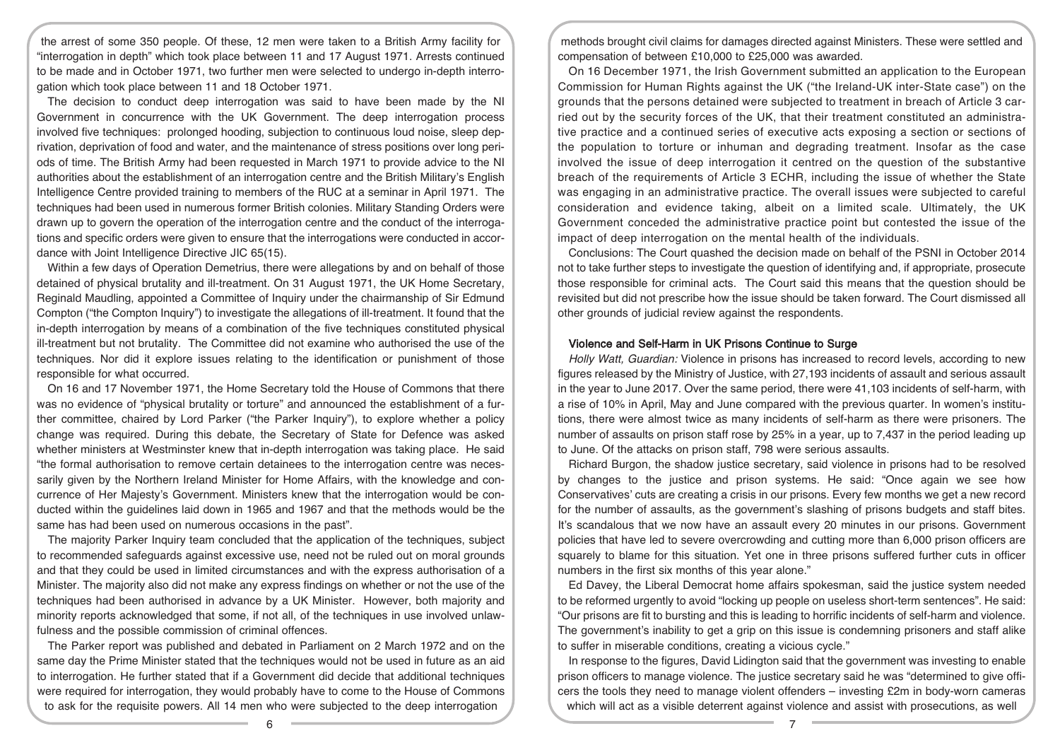the arrest of some 350 people. Of these, 12 men were taken to a British Army facility for "interrogation in depth" which took place between 11 and 17 August 1971. Arrests continued to be made and in October 1971, two further men were selected to undergo in-depth interrogation which took place between 11 and 18 October 1971.

The decision to conduct deep interrogation was said to have been made by the NI Government in concurrence with the UK Government. The deep interrogation process involved five techniques: prolonged hooding, subjection to continuous loud noise, sleep deprivation, deprivation of food and water, and the maintenance of stress positions over long periods of time. The British Army had been requested in March 1971 to provide advice to the NI authorities about the establishment of an interrogation centre and the British Military's English Intelligence Centre provided training to members of the RUC at a seminar in April 1971. The techniques had been used in numerous former British colonies. Military Standing Orders were drawn up to govern the operation of the interrogation centre and the conduct of the interrogations and specific orders were given to ensure that the interrogations were conducted in accordance with Joint Intelligence Directive JIC 65(15).

Within a few days of Operation Demetrius, there were allegations by and on behalf of those detained of physical brutality and ill-treatment. On 31 August 1971, the UK Home Secretary, Reginald Maudling, appointed a Committee of Inquiry under the chairmanship of Sir Edmund Compton ("the Compton Inquiry") to investigate the allegations of ill-treatment. It found that the in-depth interrogation by means of a combination of the five techniques constituted physical ill-treatment but not brutality. The Committee did not examine who authorised the use of the techniques. Nor did it explore issues relating to the identification or punishment of those responsible for what occurred.

On 16 and 17 November 1971, the Home Secretary told the House of Commons that there was no evidence of "physical brutality or torture" and announced the establishment of a further committee, chaired by Lord Parker ("the Parker Inquiry"), to explore whether a policy change was required. During this debate, the Secretary of State for Defence was asked whether ministers at Westminster knew that in-depth interrogation was taking place. He said "the formal authorisation to remove certain detainees to the interrogation centre was necessarily given by the Northern Ireland Minister for Home Affairs, with the knowledge and concurrence of Her Majesty's Government. Ministers knew that the interrogation would be conducted within the guidelines laid down in 1965 and 1967 and that the methods would be the same has had been used on numerous occasions in the past".

The majority Parker Inquiry team concluded that the application of the techniques, subject to recommended safeguards against excessive use, need not be ruled out on moral grounds and that they could be used in limited circumstances and with the express authorisation of a Minister. The majority also did not make any express findings on whether or not the use of the techniques had been authorised in advance by a UK Minister. However, both majority and minority reports acknowledged that some, if not all, of the techniques in use involved unlawfulness and the possible commission of criminal offences.

The Parker report was published and debated in Parliament on 2 March 1972 and on the same day the Prime Minister stated that the techniques would not be used in future as an aid to interrogation. He further stated that if a Government did decide that additional techniques were required for interrogation, they would probably have to come to the House of Commons to ask for the requisite powers. All 14 men who were subjected to the deep interrogation methods brought civil claims for damages directed against Ministers. These were settled and compensation of between £10,000 to £25,000 was awarded.

On 16 December 1971, the Irish Government submitted an application to the European Commission for Human Rights against the UK ("the Ireland-UK inter-State case") on the grounds that the persons detained were subjected to treatment in breach of Article 3 carried out by the security forces of the UK, that their treatment constituted an administrative practice and a continued series of executive acts exposing a section or sections of the population to torture or inhuman and degrading treatment. Insofar as the case involved the issue of deep interrogation it centred on the question of the substantive breach of the requirements of Article 3 ECHR, including the issue of whether the State was engaging in an administrative practice. The overall issues were subjected to careful consideration and evidence taking, albeit on a limited scale. Ultimately, the UK Government conceded the administrative practice point but contested the issue of the impact of deep interrogation on the mental health of the individuals.

Conclusions: The Court quashed the decision made on behalf of the PSNI in October 2014 not to take further steps to investigate the question of identifying and, if appropriate, prosecute those responsible for criminal acts. The Court said this means that the question should be revisited but did not prescribe how the issue should be taken forward. The Court dismissed all other grounds of judicial review against the respondents.

## Violence and Self-Harm in UK Prisons Continue to Surge

*Holly Watt, Guardian:* Violence in prisons has increased to record levels, according to new figures released by the Ministry of Justice, with 27,193 incidents of assault and serious assault in the year to June 2017. Over the same period, there were 41,103 incidents of self-harm, with a rise of 10% in April, May and June compared with the previous quarter. In women's institutions, there were almost twice as many incidents of self-harm as there were prisoners. The number of assaults on prison staff rose by 25% in a year, up to 7,437 in the period leading up to June. Of the attacks on prison staff, 798 were serious assaults.

Richard Burgon, the shadow justice secretary, said violence in prisons had to be resolved by changes to the justice and prison systems. He said: "Once again we see how Conservatives' cuts are creating a crisis in our prisons. Every few months we get a new record for the number of assaults, as the government's slashing of prisons budgets and staff bites. It's scandalous that we now have an assault every 20 minutes in our prisons. Government policies that have led to severe overcrowding and cutting more than 6,000 prison officers are squarely to blame for this situation. Yet one in three prisons suffered further cuts in officer numbers in the first six months of this year alone."

Ed Davey, the Liberal Democrat home affairs spokesman, said the justice system needed to be reformed urgently to avoid "locking up people on useless short-term sentences". He said: "Our prisons are fit to bursting and this is leading to horrific incidents of self-harm and violence. The government's inability to get a grip on this issue is condemning prisoners and staff alike to suffer in miserable conditions, creating a vicious cycle."

In response to the figures, David Lidington said that the government was investing to enable prison officers to manage violence. The justice secretary said he was "determined to give officers the tools they need to manage violent offenders – investing £2m in body-worn cameras which will act as a visible deterrent against violence and assist with prosecutions, as well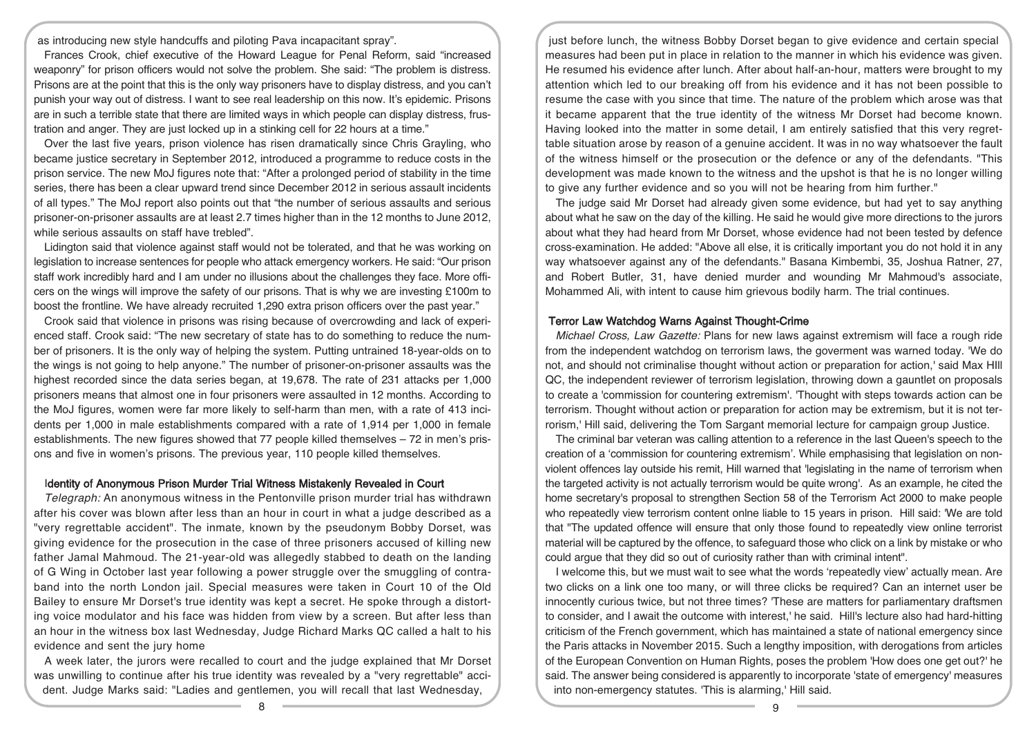as introducing new style handcuffs and piloting Pava incapacitant spray".

Frances Crook, chief executive of the Howard League for Penal Reform, said "increased weaponry" for prison officers would not solve the problem. She said: "The problem is distress. Prisons are at the point that this is the only way prisoners have to display distress, and you can't punish your way out of distress. I want to see real leadership on this now. It's epidemic. Prisons are in such a terrible state that there are limited ways in which people can display distress, frustration and anger. They are just locked up in a stinking cell for 22 hours at a time."

Over the last five years, prison violence has risen dramatically since Chris Grayling, who became justice secretary in September 2012, introduced a programme to reduce costs in the prison service. The new MoJ figures note that: "After a prolonged period of stability in the time series, there has been a clear upward trend since December 2012 in serious assault incidents of all types." The MoJ report also points out that "the number of serious assaults and serious prisoner-on-prisoner assaults are at least 2.7 times higher than in the 12 months to June 2012, while serious assaults on staff have trebled".

Lidington said that violence against staff would not be tolerated, and that he was working on legislation to increase sentences for people who attack emergency workers. He said: "Our prison staff work incredibly hard and I am under no illusions about the challenges they face. More officers on the wings will improve the safety of our prisons. That is why we are investing £100m to boost the frontline. We have already recruited 1,290 extra prison officers over the past year."

Crook said that violence in prisons was rising because of overcrowding and lack of experienced staff. Crook said: "The new secretary of state has to do something to reduce the number of prisoners. It is the only way of helping the system. Putting untrained 18-year-olds on to the wings is not going to help anyone." The number of prisoner-on-prisoner assaults was the highest recorded since the data series began, at 19,678. The rate of 231 attacks per 1,000 prisoners means that almost one in four prisoners were assaulted in 12 months. According to the MoJ figures, women were far more likely to self-harm than men, with a rate of 413 incidents per 1,000 in male establishments compared with a rate of 1,914 per 1,000 in female establishments. The new figures showed that 77 people killed themselves – 72 in men's prisons and five in women's prisons. The previous year, 110 people killed themselves.

### Identity of Anonymous Prison Murder Trial Witness Mistakenly Revealed in Court

*Telegraph:* An anonymous witness in the Pentonville prison murder trial has withdrawn after his cover was blown after less than an hour in court in what a judge described as a "very regrettable accident". The inmate, known by the pseudonym Bobby Dorset, was giving evidence for the prosecution in the case of three prisoners accused of killing new father Jamal Mahmoud. The 21-year-old was allegedly stabbed to death on the landing of G Wing in October last year following a power struggle over the smuggling of contraband into the north London jail. Special measures were taken in Court 10 of the Old Bailey to ensure Mr Dorset's true identity was kept a secret. He spoke through a distorting voice modulator and his face was hidden from view by a screen. But after less than an hour in the witness box last Wednesday, Judge Richard Marks QC called a halt to his evidence and sent the jury home

A week later, the jurors were recalled to court and the judge explained that Mr Dorset was unwilling to continue after his true identity was revealed by a "very regrettable" accident. Judge Marks said: "Ladies and gentlemen, you will recall that last Wednesday, just before lunch, the witness Bobby Dorset began to give evidence and certain special measures had been put in place in relation to the manner in which his evidence was given. He resumed his evidence after lunch. After about half-an-hour, matters were brought to my attention which led to our breaking off from his evidence and it has not been possible to resume the case with you since that time. The nature of the problem which arose was that it became apparent that the true identity of the witness Mr Dorset had become known. Having looked into the matter in some detail, I am entirely satisfied that this very regrettable situation arose by reason of a genuine accident. It was in no way whatsoever the fault of the witness himself or the prosecution or the defence or any of the defendants. "This development was made known to the witness and the upshot is that he is no longer willing to give any further evidence and so you will not be hearing from him further."

The judge said Mr Dorset had already given some evidence, but had yet to say anything about what he saw on the day of the killing. He said he would give more directions to the jurors about what they had heard from Mr Dorset, whose evidence had not been tested by defence cross-examination. He added: "Above all else, it is critically important you do not hold it in any way whatsoever against any of the defendants." Basana Kimbembi, 35, Joshua Ratner, 27, and Robert Butler, 31, have denied murder and wounding Mr Mahmoud's associate, Mohammed Ali, with intent to cause him grievous bodily harm. The trial continues.

### Terror Law Watchdog Warns Against Thought-Crime

*Michael Cross, Law Gazette:* Plans for new laws against extremism will face a rough ride from the independent watchdog on terrorism laws, the goverment was warned today. 'We do not, and should not criminalise thought without action or preparation for action,' said Max HIll QC, the independent reviewer of terrorism legislation, throwing down a gauntlet on proposals to create a 'commission for countering extremism'. 'Thought with steps towards action can be terrorism. Thought without action or preparation for action may be extremism, but it is not terrorism,' Hill said, delivering the Tom Sargant memorial lecture for campaign group Justice.

The criminal bar veteran was calling attention to a reference in the last Queen's speech to the creation of a 'commission for countering extremism'. While emphasising that legislation on non-violent offences lay outside his remit, Hill warned that 'legislating in the name of terrorism when the targeted activity is not actually terrorism would be quite wrong'. As an example, he cited the home secretary's proposal to strengthen Section 58 of the Terrorism Act 2000 to make people who repeatedly view terrorism content onlne liable to 15 years in prison. Hill said: 'We are told that "The updated offence will ensure that only those found to repeatedly view online terrorist material will be captured by the offence, to safeguard those who click on a link by mistake or who could argue that they did so out of curiosity rather than with criminal intent".

I welcome this, but we must wait to see what the words 'repeatedly view' actually mean. Are two clicks on a link one too many, or will three clicks be required? Can an internet user be innocently curious twice, but not three times? 'These are matters for parliamentary draftsmen to consider, and I await the outcome with interest,' he said. Hill's lecture also had hard-hitting criticism of the French government, which has maintained a state of national emergency since the Paris attacks in November 2015. Such a lengthy imposition, with derogations from articles of the European Convention on Human Rights, poses the problem 'How does one get out?' he said. The answer being considered is apparently to incorporate 'state of emergency' measures into non-emergency statutes. 'This is alarming,' Hill said.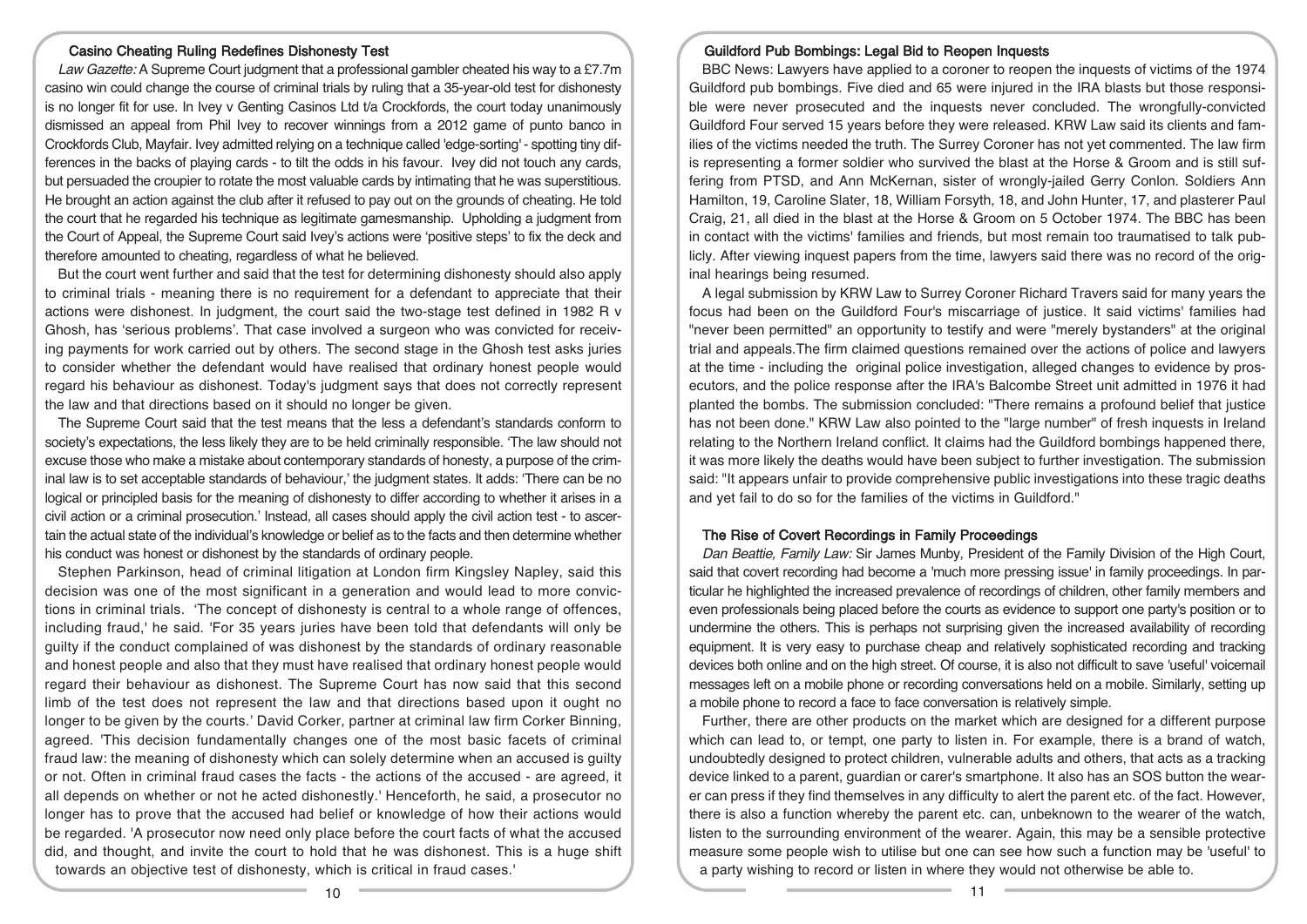### Casino Cheating Ruling Redefines Dishonesty Test

*Law Gazette:* A Supreme Court judgment that a professional gambler cheated his way to a £7.7m casino win could change the course of criminal trials by ruling that a 35-year-old test for dishonesty is no longer fit for use. In Ivey v Genting Casinos Ltd t/a Crockfords, the court today unanimously dismissed an appeal from Phil Ivey to recover winnings from a 2012 game of punto banco in Crockfords Club, Mayfair. Ivey admitted relying on a technique called 'edge-sorting' - spotting tiny differences in the backs of playing cards - to tilt the odds in his favour. Ivey did not touch any cards, but persuaded the croupier to rotate the most valuable cards by intimating that he was superstitious. He brought an action against the club after it refused to pay out on the grounds of cheating. He told the court that he regarded his technique as legitimate gamesmanship. Upholding a judgment from the Court of Appeal, the Supreme Court said Ivey's actions were 'positive steps' to fix the deck and therefore amounted to cheating, regardless of what he believed.

But the court went further and said that the test for determining dishonesty should also apply to criminal trials - meaning there is no requirement for a defendant to appreciate that their actions were dishonest. In judgment, the court said the two-stage test defined in 1982 R v Ghosh, has 'serious problems'. That case involved a surgeon who was convicted for receiving payments for work carried out by others. The second stage in the Ghosh test asks juries to consider whether the defendant would have realised that ordinary honest people would regard his behaviour as dishonest. Today's judgment says that does not correctly represent the law and that directions based on it should no longer be given.

The Supreme Court said that the test means that the less a defendant's standards conform to society's expectations, the less likely they are to be held criminally responsible. 'The law should not excuse those who make a mistake about contemporary standards of honesty, a purpose of the criminal law is to set acceptable standards of behaviour,' the judgment states. It adds: 'There can be no logical or principled basis for the meaning of dishonesty to differ according to whether it arises in a civil action or a criminal prosecution.' Instead, all cases should apply the civil action test - to ascertain the actual state of the individual's knowledge or belief as to the facts and then determine whether his conduct was honest or dishonest by the standards of ordinary people.

Stephen Parkinson, head of criminal litigation at London firm Kingsley Napley, said this decision was one of the most significant in a generation and would lead to more convictions in criminal trials. 'The concept of dishonesty is central to a whole range of offences, including fraud,' he said. 'For 35 years juries have been told that defendants will only be guilty if the conduct complained of was dishonest by the standards of ordinary reasonable and honest people and also that they must have realised that ordinary honest people would regard their behaviour as dishonest. The Supreme Court has now said that this second limb of the test does not represent the law and that directions based upon it ought no longer to be given by the courts.' David Corker, partner at criminal law firm Corker Binning, agreed. 'This decision fundamentally changes one of the most basic facets of criminal fraud law: the meaning of dishonesty which can solely determine when an accused is guilty or not. Often in criminal fraud cases the facts - the actions of the accused - are agreed, it all depends on whether or not he acted dishonestly.' Henceforth, he said, a prosecutor no longer has to prove that the accused had belief or knowledge of how their actions would be regarded. 'A prosecutor now need only place before the court facts of what the accused did, and thought, and invite the court to hold that he was dishonest. This is a huge shift towards an objective test of dishonesty, which is critical in fraud cases.'

### Guildford Pub Bombings: Legal Bid to Reopen Inquests

BBC News: Lawyers have applied to a coroner to reopen the inquests of victims of the 1974 Guildford pub bombings. Five died and 65 were injured in the IRA blasts but those responsible were never prosecuted and the inquests never concluded. The wrongfully-convicted Guildford Four served 15 years before they were released. KRW Law said its clients and families of the victims needed the truth. The Surrey Coroner has not yet commented. The law firm is representing a former soldier who survived the blast at the Horse & Groom and is still suffering from PTSD, and Ann McKernan, sister of wrongly-jailed Gerry Conlon. Soldiers Ann Hamilton, 19, Caroline Slater, 18, William Forsyth, 18, and John Hunter, 17, and plasterer Paul Craig, 21, all died in the blast at the Horse & Groom on 5 October 1974. The BBC has been in contact with the victims' families and friends, but most remain too traumatised to talk publicly. After viewing inquest papers from the time, lawyers said there was no record of the original hearings being resumed.

A legal submission by KRW Law to Surrey Coroner Richard Travers said for many years the focus had been on the Guildford Four's miscarriage of justice. It said victims' families had "never been permitted" an opportunity to testify and were "merely bystanders" at the original trial and appeals.The firm claimed questions remained over the actions of police and lawyers at the time - including the original police investigation, alleged changes to evidence by prosecutors, and the police response after the IRA's Balcombe Street unit admitted in 1976 it had planted the bombs. The submission concluded: "There remains a profound belief that justice has not been done." KRW Law also pointed to the "large number" of fresh inquests in Ireland relating to the Northern Ireland conflict. It claims had the Guildford bombings happened there, it was more likely the deaths would have been subject to further investigation. The submission said: "It appears unfair to provide comprehensive public investigations into these tragic deaths and yet fail to do so for the families of the victims in Guildford."

### The Rise of Covert Recordings in Family Proceedings

*Dan Beattie, Family Law:* Sir James Munby, President of the Family Division of the High Court, said that covert recording had become a 'much more pressing issue' in family proceedings. In particular he highlighted the increased prevalence of recordings of children, other family members and even professionals being placed before the courts as evidence to support one party's position or to undermine the others. This is perhaps not surprising given the increased availability of recording equipment. It is very easy to purchase cheap and relatively sophisticated recording and tracking devices both online and on the high street. Of course, it is also not difficult to save 'useful' voicemail messages left on a mobile phone or recording conversations held on a mobile. Similarly, setting up a mobile phone to record a face to face conversation is relatively simple.

Further, there are other products on the market which are designed for a different purpose which can lead to, or tempt, one party to listen in. For example, there is a brand of watch, undoubtedly designed to protect children, vulnerable adults and others, that acts as a tracking device linked to a parent, guardian or carer's smartphone. It also has an SOS button the wearer can press if they find themselves in any difficulty to alert the parent etc. of the fact. However, there is also a function whereby the parent etc. can, unbeknown to the wearer of the watch, listen to the surrounding environment of the wearer. Again, this may be a sensible protective measure some people wish to utilise but one can see how such a function may be 'useful' to a party wishing to record or listen in where they would not otherwise be able to.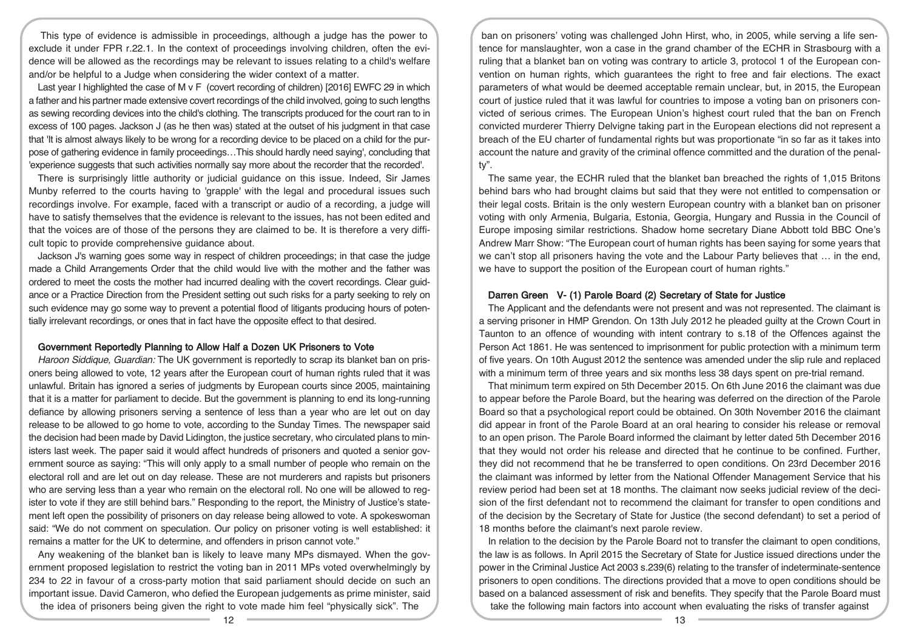This type of evidence is admissible in proceedings, although a judge has the power to exclude it under FPR r.22.1. In the context of proceedings involving children, often the evidence will be allowed as the recordings may be relevant to issues relating to a child's welfare and/or be helpful to a Judge when considering the wider context of a matter.

Last year I highlighted the case of M v F (covert recording of children) [2016] EWFC 29 in which a father and his partner made extensive covert recordings of the child involved, going to such lengths as sewing recording devices into the child's clothing. The transcripts produced for the court ran to in excess of 100 pages. Jackson J (as he then was) stated at the outset of his judgment in that case that 'It is almost always likely to be wrong for a recording device to be placed on a child for the purpose of gathering evidence in family proceedings…This should hardly need saying', concluding that 'experience suggests that such activities normally say more about the recorder that the recorded'.

There is surprisingly little authority or judicial guidance on this issue. Indeed, Sir James Munby referred to the courts having to 'grapple' with the legal and procedural issues such recordings involve. For example, faced with a transcript or audio of a recording, a judge will have to satisfy themselves that the evidence is relevant to the issues, has not been edited and that the voices are of those of the persons they are claimed to be. It is therefore a very difficult topic to provide comprehensive guidance about.

Jackson J's warning goes some way in respect of children proceedings; in that case the judge made a Child Arrangements Order that the child would live with the mother and the father was ordered to meet the costs the mother had incurred dealing with the covert recordings. Clear guidance or a Practice Direction from the President setting out such risks for a party seeking to rely on such evidence may go some way to prevent a potential flood of litigants producing hours of potentially irrelevant recordings, or ones that in fact have the opposite effect to that desired.

## Government Reportedly Planning to Allow Half a Dozen UK Prisoners to Vote

*Haroon Siddique, Guardian:* The UK government is reportedly to scrap its blanket ban on prisoners being allowed to vote, 12 years after the European court of human rights ruled that it was unlawful. Britain has ignored a series of judgments by European courts since 2005, maintaining that it is a matter for parliament to decide. But the government is planning to end its long-running defiance by allowing prisoners serving a sentence of less than a year who are let out on day release to be allowed to go home to vote, according to the Sunday Times. The newspaper said the decision had been made by David Lidington, the justice secretary, who circulated plans to ministers last week. The paper said it would affect hundreds of prisoners and quoted a senior government source as saying: "This will only apply to a small number of people who remain on the electoral roll and are let out on day release. These are not murderers and rapists but prisoners who are serving less than a year who remain on the electoral roll. No one will be allowed to register to vote if they are still behind bars." Responding to the report, the Ministry of Justice's statement left open the possibility of prisoners on day release being allowed to vote. A spokeswoman said: "We do not comment on speculation. Our policy on prisoner voting is well established: it remains a matter for the UK to determine, and offenders in prison cannot vote."

Any weakening of the blanket ban is likely to leave many MPs dismayed. When the government proposed legislation to restrict the voting ban in 2011 MPs voted overwhelmingly by 234 to 22 in favour of a cross-party motion that said parliament should decide on such an important issue. David Cameron, who defied the European judgements as prime minister, said the idea of prisoners being given the right to vote made him feel "physically sick". The ban on prisoners' voting was challenged John Hirst, who, in 2005, while serving a life sentence for manslaughter, won a case in the grand chamber of the ECHR in Strasbourg with a ruling that a blanket ban on voting was contrary to article 3, protocol 1 of the European convention on human rights, which guarantees the right to free and fair elections. The exact parameters of what would be deemed acceptable remain unclear, but, in 2015, the European court of justice ruled that it was lawful for countries to impose a voting ban on prisoners convicted of serious crimes. The European Union's highest court ruled that the ban on French convicted murderer Thierry Delvigne taking part in the European elections did not represent a breach of the EU charter of fundamental rights but was proportionate "in so far as it takes into account the nature and gravity of the criminal offence committed and the duration of the penalty".

The same year, the ECHR ruled that the blanket ban breached the rights of 1,015 Britons behind bars who had brought claims but said that they were not entitled to compensation or their legal costs. Britain is the only western European country with a blanket ban on prisoner voting with only Armenia, Bulgaria, Estonia, Georgia, Hungary and Russia in the Council of Europe imposing similar restrictions. Shadow home secretary Diane Abbott told BBC One's Andrew Marr Show: "The European court of human rights has been saying for some years that we can't stop all prisoners having the vote and the Labour Party believes that … in the end, we have to support the position of the European court of human rights."

## Darren Green V- (1) Parole Board (2) Secretary of State for Justice

The Applicant and the defendants were not present and was not represented. The claimant is a serving prisoner in HMP Grendon. On 13th July 2012 he pleaded guilty at the Crown Court in Taunton to an offence of wounding with intent contrary to s.18 of the Offences against the Person Act 1861. He was sentenced to imprisonment for public protection with a minimum term of five years. On 10th August 2012 the sentence was amended under the slip rule and replaced with a minimum term of three years and six months less 38 days spent on pre-trial remand.

That minimum term expired on 5th December 2015. On 6th June 2016 the claimant was due to appear before the Parole Board, but the hearing was deferred on the direction of the Parole Board so that a psychological report could be obtained. On 30th November 2016 the claimant did appear in front of the Parole Board at an oral hearing to consider his release or removal to an open prison. The Parole Board informed the claimant by letter dated 5th December 2016 that they would not order his release and directed that he continue to be confined. Further, they did not recommend that he be transferred to open conditions. On 23rd December 2016 the claimant was informed by letter from the National Offender Management Service that his review period had been set at 18 months. The claimant now seeks judicial review of the decision of the first defendant not to recommend the claimant for transfer to open conditions and of the decision by the Secretary of State for Justice (the second defendant) to set a period of 18 months before the claimant's next parole review.

In relation to the decision by the Parole Board not to transfer the claimant to open conditions, the law is as follows. In April 2015 the Secretary of State for Justice issued directions under the power in the Criminal Justice Act 2003 s.239(6) relating to the transfer of indeterminate-sentence prisoners to open conditions. The directions provided that a move to open conditions should be based on a balanced assessment of risk and benefits. They specify that the Parole Board must take the following main factors into account when evaluating the risks of transfer against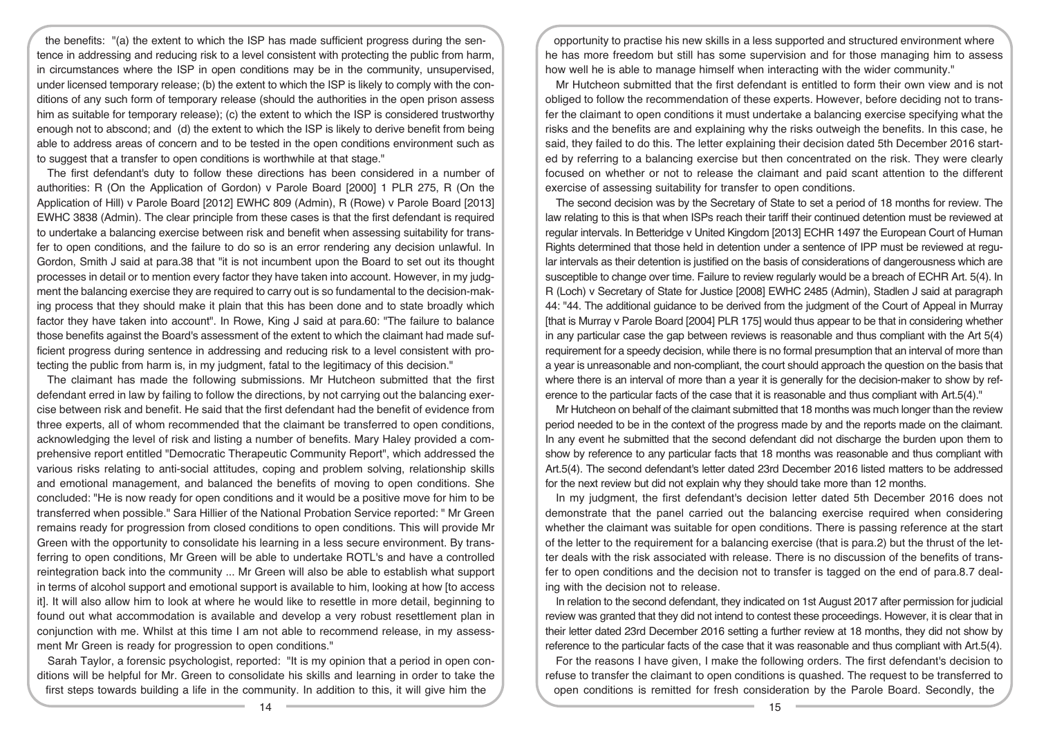the benefits: "(a) the extent to which the ISP has made sufficient progress during the sentence in addressing and reducing risk to a level consistent with protecting the public from harm, in circumstances where the ISP in open conditions may be in the community, unsupervised, under licensed temporary release; (b) the extent to which the ISP is likely to comply with the conditions of any such form of temporary release (should the authorities in the open prison assess him as suitable for temporary release); (c) the extent to which the ISP is considered trustworthy enough not to abscond; and (d) the extent to which the ISP is likely to derive benefit from being able to address areas of concern and to be tested in the open conditions environment such as to suggest that a transfer to open conditions is worthwhile at that stage."

The first defendant's duty to follow these directions has been considered in a number of authorities: R (On the Application of Gordon) v Parole Board [2000] 1 PLR 275, R (On the Application of Hill) v Parole Board [2012] EWHC 809 (Admin), R (Rowe) v Parole Board [2013] EWHC 3838 (Admin). The clear principle from these cases is that the first defendant is required to undertake a balancing exercise between risk and benefit when assessing suitability for transfer to open conditions, and the failure to do so is an error rendering any decision unlawful. In Gordon, Smith J said at para.38 that "it is not incumbent upon the Board to set out its thought processes in detail or to mention every factor they have taken into account. However, in my judgment the balancing exercise they are required to carry out is so fundamental to the decision-making process that they should make it plain that this has been done and to state broadly which factor they have taken into account". In Rowe, King J said at para.60: "The failure to balance those benefits against the Board's assessment of the extent to which the claimant had made sufficient progress during sentence in addressing and reducing risk to a level consistent with protecting the public from harm is, in my judgment, fatal to the legitimacy of this decision."

The claimant has made the following submissions. Mr Hutcheon submitted that the first defendant erred in law by failing to follow the directions, by not carrying out the balancing exercise between risk and benefit. He said that the first defendant had the benefit of evidence from three experts, all of whom recommended that the claimant be transferred to open conditions, acknowledging the level of risk and listing a number of benefits. Mary Haley provided a comprehensive report entitled "Democratic Therapeutic Community Report", which addressed the various risks relating to anti-social attitudes, coping and problem solving, relationship skills and emotional management, and balanced the benefits of moving to open conditions. She concluded: "He is now ready for open conditions and it would be a positive move for him to be transferred when possible." Sara Hillier of the National Probation Service reported: " Mr Green remains ready for progression from closed conditions to open conditions. This will provide Mr Green with the opportunity to consolidate his learning in a less secure environment. By transferring to open conditions, Mr Green will be able to undertake ROTL's and have a controlled reintegration back into the community ... Mr Green will also be able to establish what support in terms of alcohol support and emotional support is available to him, looking at how [to access it]. It will also allow him to look at where he would like to resettle in more detail, beginning to found out what accommodation is available and develop a very robust resettlement plan in conjunction with me. Whilst at this time I am not able to recommend release, in my assessment Mr Green is ready for progression to open conditions."

Sarah Taylor, a forensic psychologist, reported: "It is my opinion that a period in open conditions will be helpful for Mr. Green to consolidate his skills and learning in order to take the first steps towards building a life in the community. In addition to this, it will give him the opportunity to practise his new skills in a less supported and structured environment where he has more freedom but still has some supervision and for those managing him to assess how well he is able to manage himself when interacting with the wider community."

Mr Hutcheon submitted that the first defendant is entitled to form their own view and is not obliged to follow the recommendation of these experts. However, before deciding not to transfer the claimant to open conditions it must undertake a balancing exercise specifying what the risks and the benefits are and explaining why the risks outweigh the benefits. In this case, he said, they failed to do this. The letter explaining their decision dated 5th December 2016 started by referring to a balancing exercise but then concentrated on the risk. They were clearly focused on whether or not to release the claimant and paid scant attention to the different exercise of assessing suitability for transfer to open conditions.

The second decision was by the Secretary of State to set a period of 18 months for review. The law relating to this is that when ISPs reach their tariff their continued detention must be reviewed at regular intervals. In Betteridge v United Kingdom [2013] ECHR 1497 the European Court of Human Rights determined that those held in detention under a sentence of IPP must be reviewed at regular intervals as their detention is justified on the basis of considerations of dangerousness which are susceptible to change over time. Failure to review regularly would be a breach of ECHR Art. 5(4). In R (Loch) v Secretary of State for Justice [2008] EWHC 2485 (Admin), Stadlen J said at paragraph 44: "44. The additional guidance to be derived from the judgment of the Court of Appeal in Murray [that is Murray v Parole Board [2004] PLR 175] would thus appear to be that in considering whether in any particular case the gap between reviews is reasonable and thus compliant with the Art 5(4) requirement for a speedy decision, while there is no formal presumption that an interval of more than a year is unreasonable and non-compliant, the court should approach the question on the basis that where there is an interval of more than a year it is generally for the decision-maker to show by reference to the particular facts of the case that it is reasonable and thus compliant with Art.5(4)."

Mr Hutcheon on behalf of the claimant submitted that 18 months was much longer than the review period needed to be in the context of the progress made by and the reports made on the claimant. In any event he submitted that the second defendant did not discharge the burden upon them to show by reference to any particular facts that 18 months was reasonable and thus compliant with Art.5(4). The second defendant's letter dated 23rd December 2016 listed matters to be addressed for the next review but did not explain why they should take more than 12 months.

In my judgment, the first defendant's decision letter dated 5th December 2016 does not demonstrate that the panel carried out the balancing exercise required when considering whether the claimant was suitable for open conditions. There is passing reference at the start of the letter to the requirement for a balancing exercise (that is para.2) but the thrust of the letter deals with the risk associated with release. There is no discussion of the benefits of transfer to open conditions and the decision not to transfer is tagged on the end of para.8.7 dealing with the decision not to release.

In relation to the second defendant, they indicated on 1st August 2017 after permission for judicial review was granted that they did not intend to contest these proceedings. However, it is clear that in their letter dated 23rd December 2016 setting a further review at 18 months, they did not show by reference to the particular facts of the case that it was reasonable and thus compliant with Art.5(4).

For the reasons I have given, I make the following orders. The first defendant's decision to refuse to transfer the claimant to open conditions is quashed. The request to be transferred to open conditions is remitted for fresh consideration by the Parole Board. Secondly, the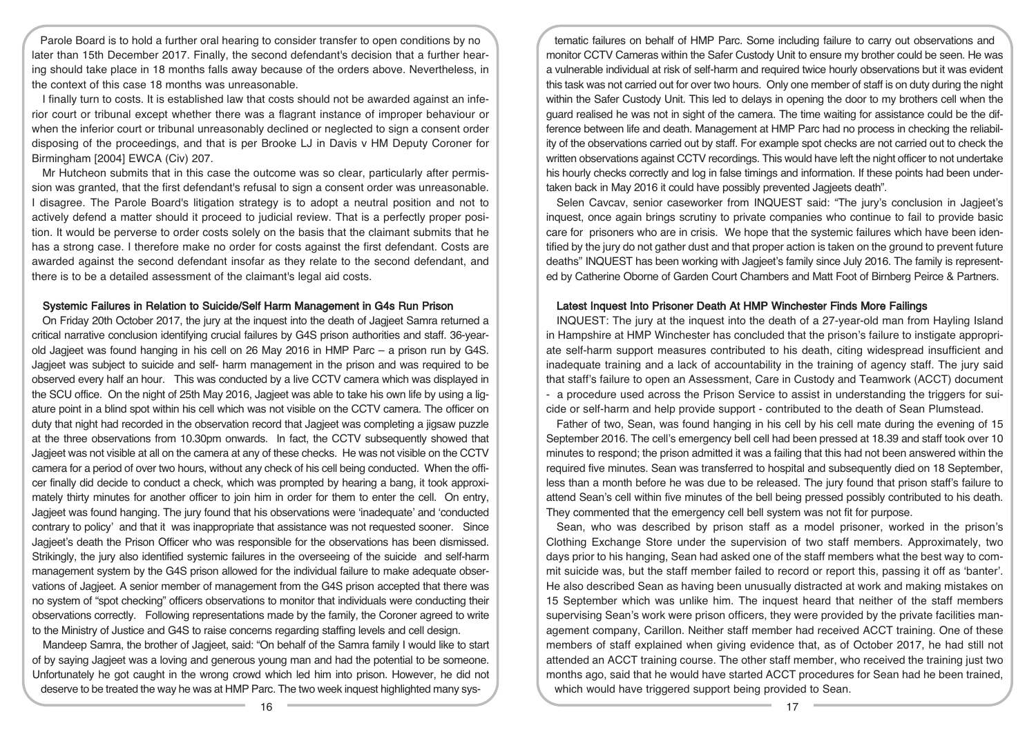Parole Board is to hold a further oral hearing to consider transfer to open conditions by no later than 15th December 2017. Finally, the second defendant's decision that a further hearing should take place in 18 months falls away because of the orders above. Nevertheless, in the context of this case 18 months was unreasonable.

I finally turn to costs. It is established law that costs should not be awarded against an inferior court or tribunal except whether there was a flagrant instance of improper behaviour or when the inferior court or tribunal unreasonably declined or neglected to sign a consent order disposing of the proceedings, and that is per Brooke LJ in Davis v HM Deputy Coroner for Birmingham [2004] EWCA (Civ) 207.

Mr Hutcheon submits that in this case the outcome was so clear, particularly after permission was granted, that the first defendant's refusal to sign a consent order was unreasonable. I disagree. The Parole Board's litigation strategy is to adopt a neutral position and not to actively defend a matter should it proceed to judicial review. That is a perfectly proper position. It would be perverse to order costs solely on the basis that the claimant submits that he has a strong case. I therefore make no order for costs against the first defendant. Costs are awarded against the second defendant insofar as they relate to the second defendant, and there is to be a detailed assessment of the claimant's legal aid costs.

## Systemic Failures in Relation to Suicide/Self Harm Management in G4s Run Prison

On Friday 20th October 2017, the jury at the inquest into the death of Jagjeet Samra returned a critical narrative conclusion identifying crucial failures by G4S prison authorities and staff. 36-year-old Jagjeet was found hanging in his cell on 26 May 2016 in HMP Parc – a prison run by G4S. Jagjeet was subject to suicide and self- harm management in the prison and was required to be observed every half an hour. This was conducted by a live CCTV camera which was displayed in the SCU office. On the night of 25th May 2016, Jagjeet was able to take his own life by using a ligature point in a blind spot within his cell which was not visible on the CCTV camera. The officer on duty that night had recorded in the observation record that Jagjeet was completing a jigsaw puzzle at the three observations from 10.30pm onwards. In fact, the CCTV subsequently showed that Jagjeet was not visible at all on the camera at any of these checks. He was not visible on the CCTV camera for a period of over two hours, without any check of his cell being conducted. When the officer finally did decide to conduct a check, which was prompted by hearing a bang, it took approximately thirty minutes for another officer to join him in order for them to enter the cell. On entry, Jagjeet was found hanging. The jury found that his observations were 'inadequate' and 'conducted contrary to policy' and that it was inappropriate that assistance was not requested sooner. Since Jagjeet's death the Prison Officer who was responsible for the observations has been dismissed. Strikingly, the jury also identified systemic failures in the overseeing of the suicide and self-harm management system by the G4S prison allowed for the individual failure to make adequate observations of Jagjeet. A senior member of management from the G4S prison accepted that there was no system of "spot checking" officers observations to monitor that individuals were conducting their observations correctly. Following representations made by the family, the Coroner agreed to write to the Ministry of Justice and G4S to raise concerns regarding staffing levels and cell design.

Mandeep Samra, the brother of Jagjeet, said: "On behalf of the Samra family I would like to start of by saying Jagjeet was a loving and generous young man and had the potential to be someone. Unfortunately he got caught in the wrong crowd which led him into prison. However, he did not deserve to be treated the way he was at HMP Parc. The two week inquest highlighted many systematic failures on behalf of HMP Parc. Some including failure to carry out observations and monitor CCTV Cameras within the Safer Custody Unit to ensure my brother could be seen. He was a vulnerable individual at risk of self-harm and required twice hourly observations but it was evident this task was not carried out for over two hours. Only one member of staff is on duty during the night within the Safer Custody Unit. This led to delays in opening the door to my brothers cell when the guard realised he was not in sight of the camera. The time waiting for assistance could be the difference between life and death. Management at HMP Parc had no process in checking the reliability of the observations carried out by staff. For example spot checks are not carried out to check the written observations against CCTV recordings. This would have left the night officer to not undertake his hourly checks correctly and log in false timings and information. If these points had been undertaken back in May 2016 it could have possibly prevented Jagjeets death".

Selen Cavcav, senior caseworker from INQUEST said: "The jury's conclusion in Jagjeet's inquest, once again brings scrutiny to private companies who continue to fail to provide basic care for prisoners who are in crisis. We hope that the systemic failures which have been identified by the jury do not gather dust and that proper action is taken on the ground to prevent future deaths" INQUEST has been working with Jagjeet's family since July 2016. The family is represented by Catherine Oborne of Garden Court Chambers and Matt Foot of Birnberg Peirce & Partners.

## Latest Inquest Into Prisoner Death At HMP Winchester Finds More Failings

INQUEST: The jury at the inquest into the death of a 27-year-old man from Hayling Island in Hampshire at HMP Winchester has concluded that the prison's failure to instigate appropriate self-harm support measures contributed to his death, citing widespread insufficient and inadequate training and a lack of accountability in the training of agency staff. The jury said that staff's failure to open an Assessment, Care in Custody and Teamwork (ACCT) document - a procedure used across the Prison Service to assist in understanding the triggers for suicide or self-harm and help provide support - contributed to the death of Sean Plumstead.

Father of two, Sean, was found hanging in his cell by his cell mate during the evening of 15 September 2016. The cell's emergency bell cell had been pressed at 18.39 and staff took over 10 minutes to respond; the prison admitted it was a failing that this had not been answered within the required five minutes. Sean was transferred to hospital and subsequently died on 18 September, less than a month before he was due to be released. The jury found that prison staff's failure to attend Sean's cell within five minutes of the bell being pressed possibly contributed to his death. They commented that the emergency cell bell system was not fit for purpose.

Sean, who was described by prison staff as a model prisoner, worked in the prison's Clothing Exchange Store under the supervision of two staff members. Approximately, two days prior to his hanging, Sean had asked one of the staff members what the best way to commit suicide was, but the staff member failed to record or report this, passing it off as 'banter'. He also described Sean as having been unusually distracted at work and making mistakes on 15 September which was unlike him. The inquest heard that neither of the staff members supervising Sean's work were prison officers, they were provided by the private facilities management company, Carillon. Neither staff member had received ACCT training. One of these members of staff explained when giving evidence that, as of October 2017, he had still not attended an ACCT training course. The other staff member, who received the training just two months ago, said that he would have started ACCT procedures for Sean had he been trained, which would have triggered support being provided to Sean.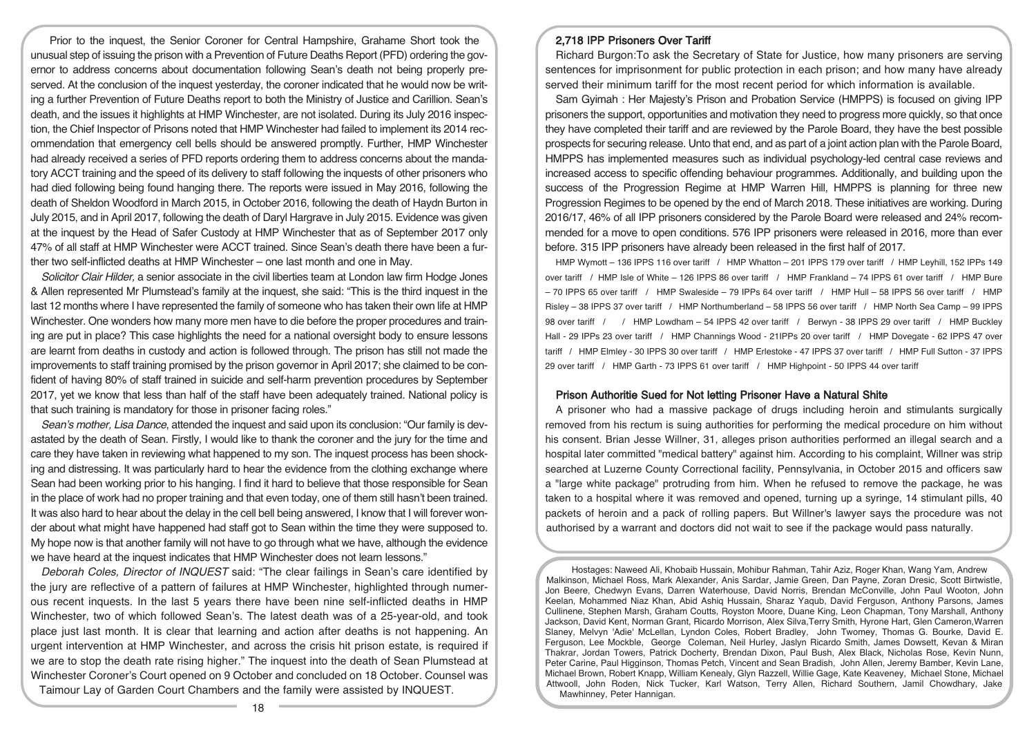Prior to the inquest, the Senior Coroner for Central Hampshire, Grahame Short took the unusual step of issuing the prison with a Prevention of Future Deaths Report (PFD) ordering the governor to address concerns about documentation following Sean's death not being properly preserved. At the conclusion of the inquest yesterday, the coroner indicated that he would now be writing a further Prevention of Future Deaths report to both the Ministry of Justice and Carillion. Sean's death, and the issues it highlights at HMP Winchester, are not isolated. During its July 2016 inspection, the Chief Inspector of Prisons noted that HMP Winchester had failed to implement its 2014 recommendation that emergency cell bells should be answered promptly. Further, HMP Winchester had already received a series of PFD reports ordering them to address concerns about the mandatory ACCT training and the speed of its delivery to staff following the inquests of other prisoners who had died following being found hanging there. The reports were issued in May 2016, following the death of Sheldon Woodford in March 2015, in October 2016, following the death of Haydn Burton in July 2015, and in April 2017, following the death of Daryl Hargrave in July 2015. Evidence was given at the inquest by the Head of Safer Custody at HMP Winchester that as of September 2017 only 47% of all staff at HMP Winchester were ACCT trained. Since Sean's death there have been a further two self-inflicted deaths at HMP Winchester – one last month and one in May.

*Solicitor Clair Hilder,* a senior associate in the civil liberties team at London law firm Hodge Jones & Allen represented Mr Plumstead's family at the inquest, she said: "This is the third inquest in the last 12 months where I have represented the family of someone who has taken their own life at HMP Winchester. One wonders how many more men have to die before the proper procedures and training are put in place? This case highlights the need for a national oversight body to ensure lessons are learnt from deaths in custody and action is followed through. The prison has still not made the improvements to staff training promised by the prison governor in April 2017; she claimed to be confident of having 80% of staff trained in suicide and self-harm prevention procedures by September 2017, yet we know that less than half of the staff have been adequately trained. National policy is that such training is mandatory for those in prisoner facing roles."

*Sean's mother, Lisa Dance*, attended the inquest and said upon its conclusion: "Our family is devastated by the death of Sean. Firstly, I would like to thank the coroner and the jury for the time and care they have taken in reviewing what happened to my son. The inquest process has been shocking and distressing. It was particularly hard to hear the evidence from the clothing exchange where Sean had been working prior to his hanging. I find it hard to believe that those responsible for Sean in the place of work had no proper training and that even today, one of them still hasn't been trained. It was also hard to hear about the delay in the cell bell being answered, I know that I will forever wonder about what might have happened had staff got to Sean within the time they were supposed to. My hope now is that another family will not have to go through what we have, although the evidence we have heard at the inquest indicates that HMP Winchester does not learn lessons."

*Deborah Coles, Director of INQUEST* said: "The clear failings in Sean's care identified by the jury are reflective of a pattern of failures at HMP Winchester, highlighted through numerous recent inquests. In the last 5 years there have been nine self-inflicted deaths in HMP Winchester, two of which followed Sean's. The latest death was of a 25-year-old, and took place just last month. It is clear that learning and action after deaths is not happening. An urgent intervention at HMP Winchester, and across the crisis hit prison estate, is required if we are to stop the death rate rising higher." The inquest into the death of Sean Plumstead at Winchester Coroner's Court opened on 9 October and concluded on 18 October. Counsel was Taimour Lay of Garden Court Chambers and the family were assisted by INQUEST.

## 2,718 IPP Prisoners Over Tariff

Richard Burgon:To ask the Secretary of State for Justice, how many prisoners are serving sentences for imprisonment for public protection in each prison; and how many have already served their minimum tariff for the most recent period for which information is available.

Sam Gyimah : Her Majesty's Prison and Probation Service (HMPPS) is focused on giving IPP prisoners the support, opportunities and motivation they need to progress more quickly, so that once they have completed their tariff and are reviewed by the Parole Board, they have the best possible prospects for securing release. Unto that end, and as part of a joint action plan with the Parole Board, HMPPS has implemented measures such as individual psychology-led central case reviews and increased access to specific offending behaviour programmes. Additionally, and building upon the success of the Progression Regime at HMP Warren Hill, HMPPS is planning for three new Progression Regimes to be opened by the end of March 2018. These initiatives are working. During 2016/17, 46% of all IPP prisoners considered by the Parole Board were released and 24% recommended for a move to open conditions. 576 IPP prisoners were released in 2016, more than ever before. 315 IPP prisoners have already been released in the first half of 2017.

HMP Wymott – 136 IPPS 116 over tariff / HMP Whatton – 201 IPPS 179 over tariff / HMP Leyhill, 152 IPPs 149 over tariff / HMP Isle of White – 126 IPPS 86 over tariff / HMP Frankland – 74 IPPS 61 over tariff / HMP Bure – 70 IPPS 65 over tariff / HMP Swaleside – 79 IPPs 64 over tariff / HMP Hull – 58 IPPS 56 over tariff / HMP Risley – 38 IPPS 37 over tariff / HMP Northumberland – 58 IPPS 56 over tariff / HMP North Sea Camp – 99 IPPS 98 over tariff / / HMP Lowdham – 54 IPPS 42 over tariff / Berwyn - 38 IPPS 29 over tariff / HMP Buckley Hall - 29 IPPs 23 over tariff / HMP Channings Wood - 21IPPs 20 over tariff / HMP Dovegate - 62 IPPS 47 over tariff / HMP Elmley - 30 IPPS 30 over tariff / HMP Erlestoke - 47 IPPS 37 over tariff / HMP Full Sutton - 37 IPPS 29 over tariff / HMP Garth - 73 IPPS 61 over tariff / HMP Highpoint - 50 IPPS 44 over tariff

## Prison Authoritie Sued for Not letting Prisoner Have a Natural Shite

A prisoner who had a massive package of drugs including heroin and stimulants surgically removed from his rectum is suing authorities for performing the medical procedure on him without his consent. Brian Jesse Willner, 31, alleges prison authorities performed an illegal search and a hospital later committed "medical battery" against him. According to his complaint, Willner was strip searched at Luzerne County Correctional facility, Pennsylvania, in October 2015 and officers saw a "large white package" protruding from him. When he refused to remove the package, he was taken to a hospital where it was removed and opened, turning up a syringe, 14 stimulant pills, 40 packets of heroin and a pack of rolling papers. But Willner's lawyer says the procedure was not authorised by a warrant and doctors did not wait to see if the package would pass naturally.

Hostages: Naweed Ali, Khobaib Hussain, Mohibur Rahman, Tahir Aziz, Roger Khan, Wang Yam, Andrew Malkinson, Michael Ross, Mark Alexander, Anis Sardar, Jamie Green, Dan Payne, Zoran Dresic, Scott Birtwistle, Jon Beere, Chedwyn Evans, Darren Waterhouse, David Norris, Brendan McConville, John Paul Wooton, John Keelan, Mohammed Niaz Khan, Abid Ashiq Hussain, Sharaz Yaqub, David Ferguson, Anthony Parsons, James Cullinene, Stephen Marsh, Graham Coutts, Royston Moore, Duane King, Leon Chapman, Tony Marshall, Anthony Jackson, David Kent, Norman Grant, Ricardo Morrison, Alex Silva,Terry Smith, Hyrone Hart, Glen Cameron,Warren Slaney, Melvyn 'Adie' McLellan, Lyndon Coles, Robert Bradley, John Twomey, Thomas G. Bourke, David E. Ferguson, Lee Mockble, George Coleman, Neil Hurley, Jaslyn Ricardo Smith, James Dowsett, Kevan & Miran Thakrar, Jordan Towers, Patrick Docherty, Brendan Dixon, Paul Bush, Alex Black, Nicholas Rose, Kevin Nunn, Peter Carine, Paul Higginson, Thomas Petch, Vincent and Sean Bradish, John Allen, Jeremy Bamber, Kevin Lane, Michael Brown, Robert Knapp, William Kenealy, Glyn Razzell, Willie Gage, Kate Keaveney, Michael Stone, Michael Attwooll, John Roden, Nick Tucker, Karl Watson, Terry Allen, Richard Southern, Jamil Chowdhary, Jake Mawhinney, Peter Hannigan.